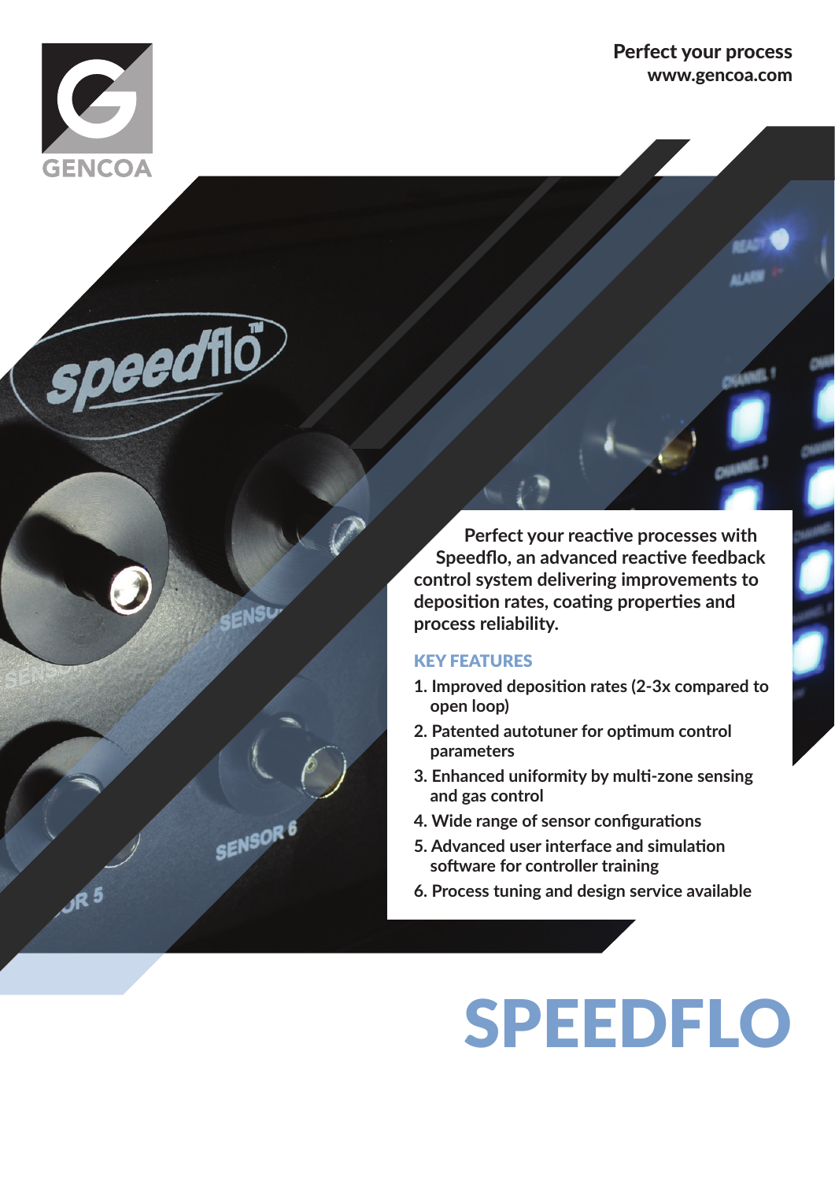GENCOA

**Perfect your process**
**www.gencoa.com**

Perfect your reactive processes with Speedflo, an advanced reactive feedback control system delivering improvements to deposition rates, coating properties and process reliability.

## KEY FEATURES

1. Improved deposition rates (2-3x compared to open loop)
2. Patented autotuner for optimum control parameters
3. Enhanced uniformity by multi-zone sensing and gas control
4. Wide range of sensor configurations
5. Advanced user interface and simulation software for controller training
6. Process tuning and design service available

# SPEEDFLO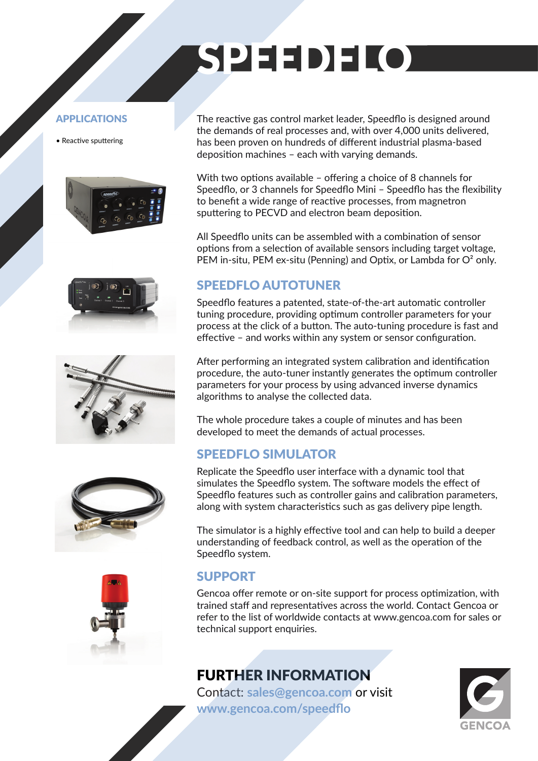# SPEEDFLO

## APPLICATIONS

- Reactive sputtering

The reactive gas control market leader, Speedflo is designed around the demands of real processes and, with over 4,000 units delivered, has been proven on hundreds of different industrial plasma-based deposition machines – each with varying demands.

With two options available – offering a choice of 8 channels for Speedflo, or 3 channels for Speedflo Mini – Speedflo has the flexibility to benefit a wide range of reactive processes, from magnetron sputtering to PECVD and electron beam deposition.

All Speedflo units can be assembled with a combination of sensor options from a selection of available sensors including target voltage, PEM in-situ, PEM ex-situ (Penning) and Optix, or Lambda for $O^2$ only.

## SPEEDFLO AUTOTUNER

Speedflo features a patented, state-of-the-art automatic controller tuning procedure, providing optimum controller parameters for your process at the click of a button. The auto-tuning procedure is fast and effective – and works within any system or sensor configuration.

After performing an integrated system calibration and identification procedure, the auto-tuner instantly generates the optimum controller parameters for your process by using advanced inverse dynamics algorithms to analyse the collected data.

The whole procedure takes a couple of minutes and has been developed to meet the demands of actual processes.

## SPEEDFLO SIMULATOR

Replicate the Speedflo user interface with a dynamic tool that simulates the Speedflo system. The software models the effect of Speedflo features such as controller gains and calibration parameters, along with system characteristics such as gas delivery pipe length.

The simulator is a highly effective tool and can help to build a deeper understanding of feedback control, as well as the operation of the Speedflo system.

## SUPPORT

Gencoa offer remote or on-site support for process optimization, with trained staff and representatives across the world. Contact Gencoa or refer to the list of worldwide contacts at www.gencoa.com for sales or technical support enquiries.

## FURTHER INFORMATION

Contact: sales@gencoa.com or visit www.gencoa.com/speedflo

GENCOA